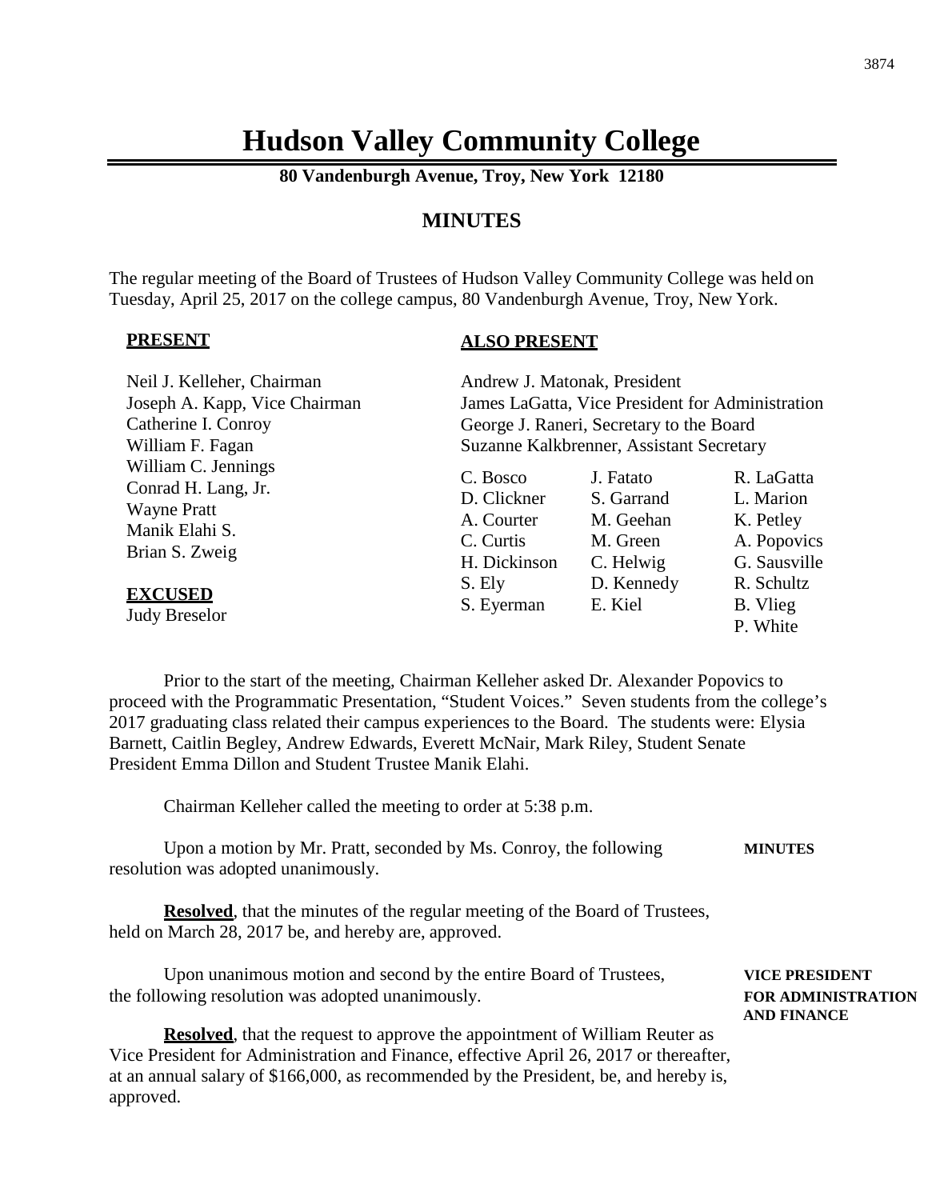# Hudson Valley Community College

**80 Vandenburgh Avenue, Troy, New York 12180**

## MINUTES

The regular meeting of the Board of Trustees of Hudson Valley Community College was held on Tuesday, April 25, 2017 on the college campus, 80 Vandenburgh Avenue, Troy, New York.

**PRESENT**

Neil J. Kelleher, Chairman
Joseph A. Kapp, Vice Chairman
Catherine I. Conroy
William F. Fagan
William C. Jennings
Conrad H. Lang, Jr.
Wayne Pratt
Manik Elahi S.
Brian S. Zweig

**EXCUSED**

Judy Breselor

**ALSO PRESENT**

Andrew J. Matonak, President
James LaGatta, Vice President for Administration
George J. Raneri, Secretary to the Board
Suzanne Kalkbrenner, Assistant Secretary

| | | |
|---|---|---|
| C. Bosco | J. Fatato | R. LaGatta |
| D. Clickner | S. Garrand | L. Marion |
| A. Courter | M. Geehan | K. Petley |
| C. Curtis | M. Green | A. Popovics |
| H. Dickinson | C. Helwig | G. Sausville |
| S. Ely | D. Kennedy | R. Schultz |
| S. Eyerman | E. Kiel | B. Vlieg |
| | | P. White |

Prior to the start of the meeting, Chairman Kelleher asked Dr. Alexander Popovics to proceed with the Programmatic Presentation, "Student Voices." Seven students from the college's 2017 graduating class related their campus experiences to the Board. The students were: Elysia Barnett, Caitlin Begley, Andrew Edwards, Everett McNair, Mark Riley, Student Senate President Emma Dillon and Student Trustee Manik Elahi.

Chairman Kelleher called the meeting to order at 5:38 p.m.

**MINUTES**

Upon a motion by Mr. Pratt, seconded by Ms. Conroy, the following resolution was adopted unanimously.

**Resolved**, that the minutes of the regular meeting of the Board of Trustees, held on March 28, 2017 be, and hereby are, approved.

**VICE PRESIDENT FOR ADMINISTRATION AND FINANCE**

Upon unanimous motion and second by the entire Board of Trustees, the following resolution was adopted unanimously.

**Resolved**, that the request to approve the appointment of William Reuter as Vice President for Administration and Finance, effective April 26, 2017 or thereafter, at an annual salary of $166,000, as recommended by the President, be, and hereby is, approved.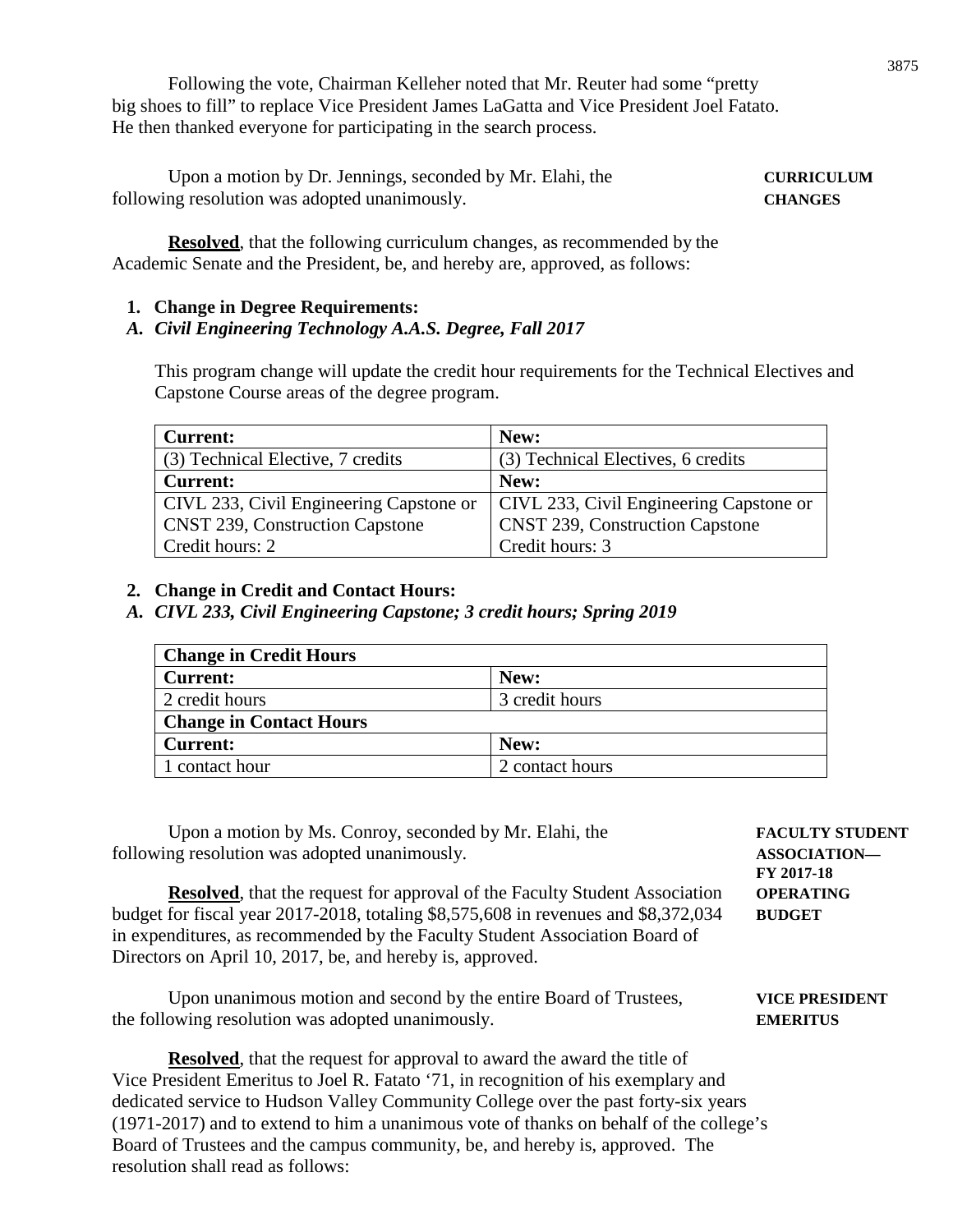Following the vote, Chairman Kelleher noted that Mr. Reuter had some "pretty big shoes to fill" to replace Vice President James LaGatta and Vice President Joel Fatato. He then thanked everyone for participating in the search process.

**CURRICULUM CHANGES**

Upon a motion by Dr. Jennings, seconded by Mr. Elahi, the following resolution was adopted unanimously.

**Resolved**, that the following curriculum changes, as recommended by the Academic Senate and the President, be, and hereby are, approved, as follows:

1. **Change in Degree Requirements:**

*A. **Civil Engineering Technology A.A.S. Degree, Fall 2017***

This program change will update the credit hour requirements for the Technical Electives and Capstone Course areas of the degree program.

| **Current:** | **New:** |
|---|---|
| (3) Technical Elective, 7 credits | (3) Technical Electives, 6 credits |
| **Current:** | **New:** |
| CIVL 233, Civil Engineering Capstone or CNST 239, Construction Capstone Credit hours: 2 | CIVL 233, Civil Engineering Capstone or CNST 239, Construction Capstone Credit hours: 3 |

2. **Change in Credit and Contact Hours:**

*A. **CIVL 233, Civil Engineering Capstone; 3 credit hours; Spring 2019***

| **Change in Credit Hours** | |
|---|---|
| **Current:** | **New:** |
| 2 credit hours | 3 credit hours |
| **Change in Contact Hours** | |
| **Current:** | **New:** |
| 1 contact hour | 2 contact hours |

**FACULTY STUDENT ASSOCIATION— FY 2017-18 OPERATING BUDGET**

Upon a motion by Ms. Conroy, seconded by Mr. Elahi, the following resolution was adopted unanimously.

**Resolved**, that the request for approval of the Faculty Student Association budget for fiscal year 2017-2018, totaling $8,575,608 in revenues and $8,372,034 in expenditures, as recommended by the Faculty Student Association Board of Directors on April 10, 2017, be, and hereby is, approved.

**VICE PRESIDENT EMERITUS**

Upon unanimous motion and second by the entire Board of Trustees, the following resolution was adopted unanimously.

**Resolved**, that the request for approval to award the award the title of Vice President Emeritus to Joel R. Fatato '71, in recognition of his exemplary and dedicated service to Hudson Valley Community College over the past forty-six years (1971-2017) and to extend to him a unanimous vote of thanks on behalf of the college's Board of Trustees and the campus community, be, and hereby is, approved. The resolution shall read as follows: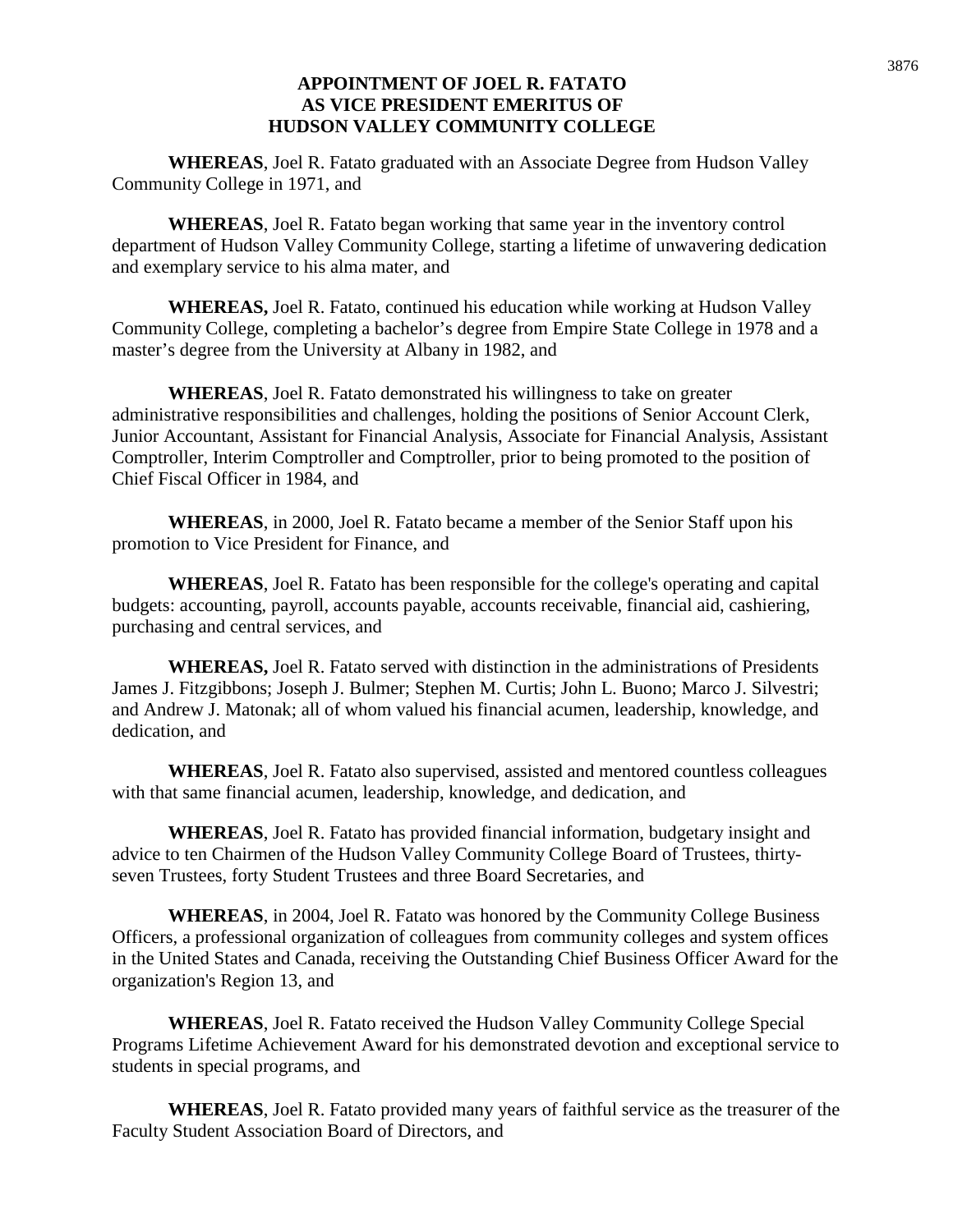## APPOINTMENT OF JOEL R. FATATO AS VICE PRESIDENT EMERITUS OF HUDSON VALLEY COMMUNITY COLLEGE

**WHEREAS**, Joel R. Fatato graduated with an Associate Degree from Hudson Valley Community College in 1971, and

**WHEREAS**, Joel R. Fatato began working that same year in the inventory control department of Hudson Valley Community College, starting a lifetime of unwavering dedication and exemplary service to his alma mater, and

**WHEREAS,** Joel R. Fatato, continued his education while working at Hudson Valley Community College, completing a bachelor's degree from Empire State College in 1978 and a master's degree from the University at Albany in 1982, and

**WHEREAS**, Joel R. Fatato demonstrated his willingness to take on greater administrative responsibilities and challenges, holding the positions of Senior Account Clerk, Junior Accountant, Assistant for Financial Analysis, Associate for Financial Analysis, Assistant Comptroller, Interim Comptroller and Comptroller, prior to being promoted to the position of Chief Fiscal Officer in 1984, and

**WHEREAS**, in 2000, Joel R. Fatato became a member of the Senior Staff upon his promotion to Vice President for Finance, and

**WHEREAS**, Joel R. Fatato has been responsible for the college's operating and capital budgets: accounting, payroll, accounts payable, accounts receivable, financial aid, cashiering, purchasing and central services, and

**WHEREAS,** Joel R. Fatato served with distinction in the administrations of Presidents James J. Fitzgibbons; Joseph J. Bulmer; Stephen M. Curtis; John L. Buono; Marco J. Silvestri; and Andrew J. Matonak; all of whom valued his financial acumen, leadership, knowledge, and dedication, and

**WHEREAS**, Joel R. Fatato also supervised, assisted and mentored countless colleagues with that same financial acumen, leadership, knowledge, and dedication, and

**WHEREAS**, Joel R. Fatato has provided financial information, budgetary insight and advice to ten Chairmen of the Hudson Valley Community College Board of Trustees, thirty-seven Trustees, forty Student Trustees and three Board Secretaries, and

**WHEREAS**, in 2004, Joel R. Fatato was honored by the Community College Business Officers, a professional organization of colleagues from community colleges and system offices in the United States and Canada, receiving the Outstanding Chief Business Officer Award for the organization's Region 13, and

**WHEREAS**, Joel R. Fatato received the Hudson Valley Community College Special Programs Lifetime Achievement Award for his demonstrated devotion and exceptional service to students in special programs, and

**WHEREAS**, Joel R. Fatato provided many years of faithful service as the treasurer of the Faculty Student Association Board of Directors, and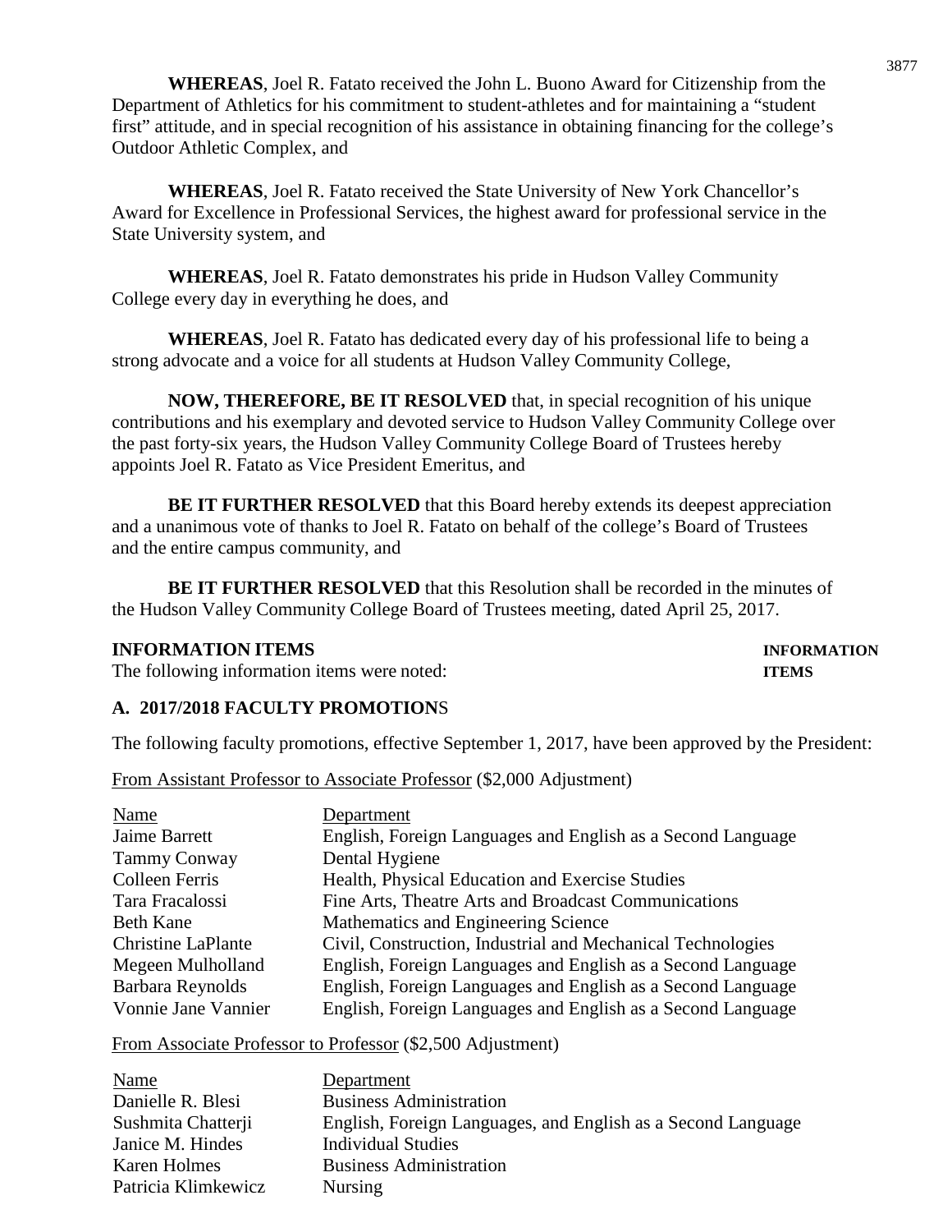**WHEREAS**, Joel R. Fatato received the John L. Buono Award for Citizenship from the Department of Athletics for his commitment to student-athletes and for maintaining a "student first" attitude, and in special recognition of his assistance in obtaining financing for the college's Outdoor Athletic Complex, and

**WHEREAS**, Joel R. Fatato received the State University of New York Chancellor's Award for Excellence in Professional Services, the highest award for professional service in the State University system, and

**WHEREAS**, Joel R. Fatato demonstrates his pride in Hudson Valley Community College every day in everything he does, and

**WHEREAS**, Joel R. Fatato has dedicated every day of his professional life to being a strong advocate and a voice for all students at Hudson Valley Community College,

**NOW, THEREFORE, BE IT RESOLVED** that, in special recognition of his unique contributions and his exemplary and devoted service to Hudson Valley Community College over the past forty-six years, the Hudson Valley Community College Board of Trustees hereby appoints Joel R. Fatato as Vice President Emeritus, and

**BE IT FURTHER RESOLVED** that this Board hereby extends its deepest appreciation and a unanimous vote of thanks to Joel R. Fatato on behalf of the college's Board of Trustees and the entire campus community, and

**BE IT FURTHER RESOLVED** that this Resolution shall be recorded in the minutes of the Hudson Valley Community College Board of Trustees meeting, dated April 25, 2017.

**INFORMATION ITEMS** **INFORMATION ITEMS**

The following information items were noted:

**A. 2017/2018 FACULTY PROMOTIONS**

The following faculty promotions, effective September 1, 2017, have been approved by the President:

From Assistant Professor to Associate Professor ($2,000 Adjustment)

| Name | Department |
|---|---|
| Jaime Barrett | English, Foreign Languages and English as a Second Language |
| Tammy Conway | Dental Hygiene |
| Colleen Ferris | Health, Physical Education and Exercise Studies |
| Tara Fracalossi | Fine Arts, Theatre Arts and Broadcast Communications |
| Beth Kane | Mathematics and Engineering Science |
| Christine LaPlante | Civil, Construction, Industrial and Mechanical Technologies |
| Megeen Mulholland | English, Foreign Languages and English as a Second Language |
| Barbara Reynolds | English, Foreign Languages and English as a Second Language |
| Vonnie Jane Vannier | English, Foreign Languages and English as a Second Language |

From Associate Professor to Professor ($2,500 Adjustment)

| Name | Department |
|---|---|
| Danielle R. Blesi | Business Administration |
| Sushmita Chatterji | English, Foreign Languages, and English as a Second Language |
| Janice M. Hindes | Individual Studies |
| Karen Holmes | Business Administration |
| Patricia Klimkewicz | Nursing |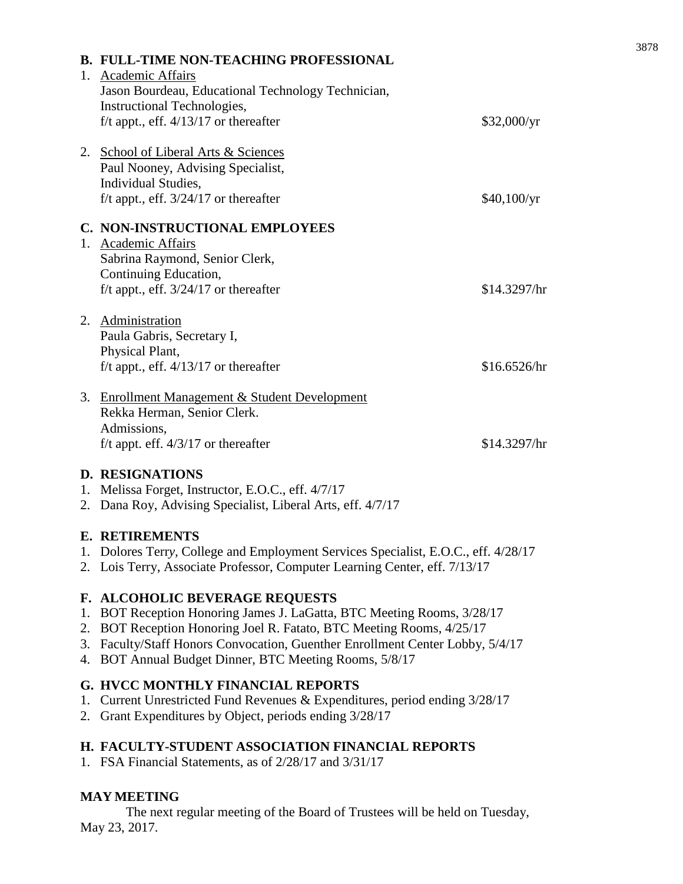### B. FULL-TIME NON-TEACHING PROFESSIONAL

1. Academic Affairs
   Jason Bourdeau, Educational Technology Technician,
   Instructional Technologies,
   f/t appt., eff. 4/13/17 or thereafter — $32,000/yr

2. School of Liberal Arts & Sciences
   Paul Nooney, Advising Specialist,
   Individual Studies,
   f/t appt., eff. 3/24/17 or thereafter — $40,100/yr

### C. NON-INSTRUCTIONAL EMPLOYEES

1. Academic Affairs
   Sabrina Raymond, Senior Clerk,
   Continuing Education,
   f/t appt., eff. 3/24/17 or thereafter — $14.3297/hr

2. Administration
   Paula Gabris, Secretary I,
   Physical Plant,
   f/t appt., eff. 4/13/17 or thereafter — $16.6526/hr

3. Enrollment Management & Student Development
   Rekka Herman, Senior Clerk.
   Admissions,
   f/t appt. eff. 4/3/17 or thereafter — $14.3297/hr

### D. RESIGNATIONS

1. Melissa Forget, Instructor, E.O.C., eff. 4/7/17
2. Dana Roy, Advising Specialist, Liberal Arts, eff. 4/7/17

### E. RETIREMENTS

1. Dolores Terry, College and Employment Services Specialist, E.O.C., eff. 4/28/17
2. Lois Terry, Associate Professor, Computer Learning Center, eff. 7/13/17

### F. ALCOHOLIC BEVERAGE REQUESTS

1. BOT Reception Honoring James J. LaGatta, BTC Meeting Rooms, 3/28/17
2. BOT Reception Honoring Joel R. Fatato, BTC Meeting Rooms, 4/25/17
3. Faculty/Staff Honors Convocation, Guenther Enrollment Center Lobby, 5/4/17
4. BOT Annual Budget Dinner, BTC Meeting Rooms, 5/8/17

### G. HVCC MONTHLY FINANCIAL REPORTS

1. Current Unrestricted Fund Revenues & Expenditures, period ending 3/28/17
2. Grant Expenditures by Object, periods ending 3/28/17

### H. FACULTY-STUDENT ASSOCIATION FINANCIAL REPORTS

1. FSA Financial Statements, as of 2/28/17 and 3/31/17

### MAY MEETING

The next regular meeting of the Board of Trustees will be held on Tuesday, May 23, 2017.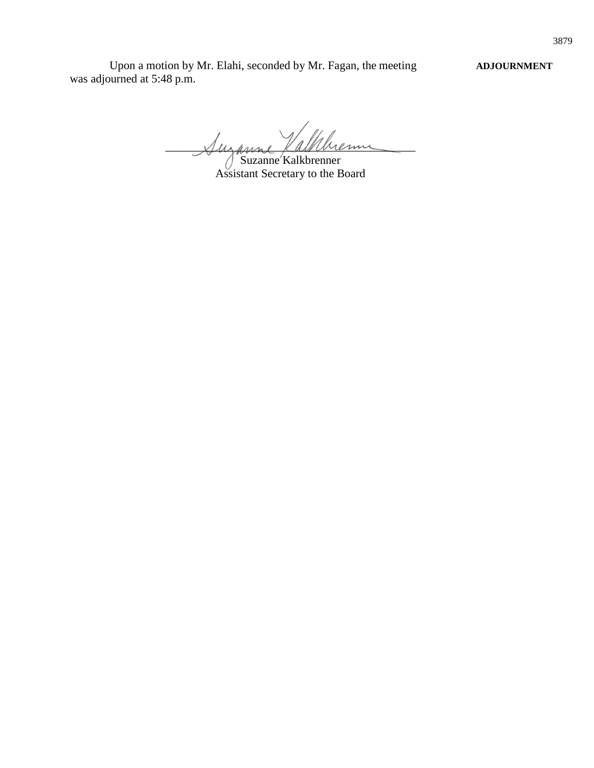**ADJOURNMENT**

Upon a motion by Mr. Elahi, seconded by Mr. Fagan, the meeting was adjourned at 5:48 p.m.

Suzanne Kalkbrenner
Assistant Secretary to the Board